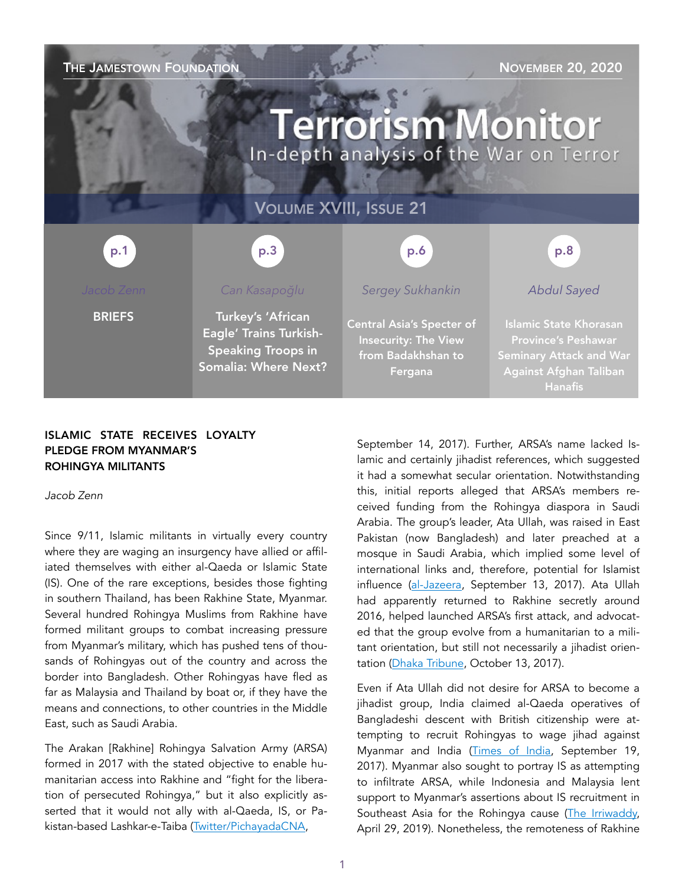THE JAMESTOWN FOUNDATION — NOVEMBER 20, 2020

# Terrorism Monitor

In-depth analysis of the War on Terror

VOLUME XVIII, ISSUE 21

| p.1 | p.3 | p.6 | p.8 |
|---|---|---|---|
| *Jacob Zenn* | *Can Kasapoğlu* | *Sergey Sukhankin* | *Abdul Sayed* |
| **BRIEFS** | **Turkey's 'African Eagle' Trains Turkish-Speaking Troops in Somalia: Where Next?** | **Central Asia's Specter of Insecurity: The View from Badakhshan to Fergana** | **Islamic State Khorasan Province's Peshawar Seminary Attack and War Against Afghan Taliban Hanafis** |

## ISLAMIC STATE RECEIVES LOYALTY PLEDGE FROM MYANMAR'S ROHINGYA MILITANTS

*Jacob Zenn*

Since 9/11, Islamic militants in virtually every country where they are waging an insurgency have allied or affiliated themselves with either al-Qaeda or Islamic State (IS). One of the rare exceptions, besides those fighting in southern Thailand, has been Rakhine State, Myanmar. Several hundred Rohingya Muslims from Rakhine have formed militant groups to combat increasing pressure from Myanmar's military, which has pushed tens of thousands of Rohingyas out of the country and across the border into Bangladesh. Other Rohingyas have fled as far as Malaysia and Thailand by boat or, if they have the means and connections, to other countries in the Middle East, such as Saudi Arabia.

The Arakan [Rakhine] Rohingya Salvation Army (ARSA) formed in 2017 with the stated objective to enable humanitarian access into Rakhine and "fight for the liberation of persecuted Rohingya," but it also explicitly asserted that it would not ally with al-Qaeda, IS, or Pakistan-based Lashkar-e-Taiba (Twitter/PichayadaCNA, September 14, 2017). Further, ARSA's name lacked Islamic and certainly jihadist references, which suggested it had a somewhat secular orientation. Notwithstanding this, initial reports alleged that ARSA's members received funding from the Rohingya diaspora in Saudi Arabia. The group's leader, Ata Ullah, was raised in East Pakistan (now Bangladesh) and later preached at a mosque in Saudi Arabia, which implied some level of international links and, therefore, potential for Islamist influence (al-Jazeera, September 13, 2017). Ata Ullah had apparently returned to Rakhine secretly around 2016, helped launched ARSA's first attack, and advocated that the group evolve from a humanitarian to a militant orientation, but still not necessarily a jihadist orientation (Dhaka Tribune, October 13, 2017).

Even if Ata Ullah did not desire for ARSA to become a jihadist group, India claimed al-Qaeda operatives of Bangladeshi descent with British citizenship were attempting to recruit Rohingyas to wage jihad against Myanmar and India (Times of India, September 19, 2017). Myanmar also sought to portray IS as attempting to infiltrate ARSA, while Indonesia and Malaysia lent support to Myanmar's assertions about IS recruitment in Southeast Asia for the Rohingya cause (The Irriwaddy, April 29, 2019). Nonetheless, the remoteness of Rakhine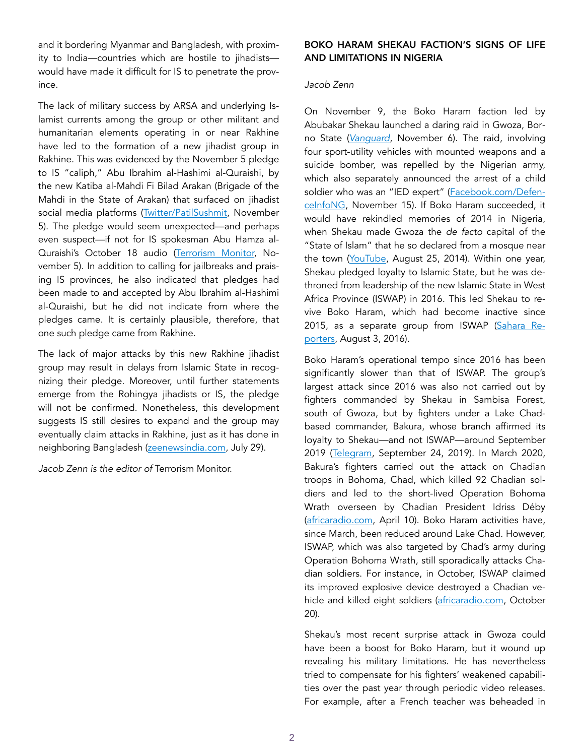and it bordering Myanmar and Bangladesh, with proximity to India—countries which are hostile to jihadists—would have made it difficult for IS to penetrate the province.

The lack of military success by ARSA and underlying Islamist currents among the group or other militant and humanitarian elements operating in or near Rakhine have led to the formation of a new jihadist group in Rakhine. This was evidenced by the November 5 pledge to IS "caliph," Abu Ibrahim al-Hashimi al-Quraishi, by the new Katiba al-Mahdi Fi Bilad Arakan (Brigade of the Mahdi in the State of Arakan) that surfaced on jihadist social media platforms (Twitter/PatilSushmit, November 5). The pledge would seem unexpected—and perhaps even suspect—if not for IS spokesman Abu Hamza al-Quraishi's October 18 audio (Terrorism Monitor, November 5). In addition to calling for jailbreaks and praising IS provinces, he also indicated that pledges had been made to and accepted by Abu Ibrahim al-Hashimi al-Quraishi, but he did not indicate from where the pledges came. It is certainly plausible, therefore, that one such pledge came from Rakhine.

The lack of major attacks by this new Rakhine jihadist group may result in delays from Islamic State in recognizing their pledge. Moreover, until further statements emerge from the Rohingya jihadists or IS, the pledge will not be confirmed. Nonetheless, this development suggests IS still desires to expand and the group may eventually claim attacks in Rakhine, just as it has done in neighboring Bangladesh (zeenewsindia.com, July 29).

*Jacob Zenn is the editor of* Terrorism Monitor.

## BOKO HARAM SHEKAU FACTION'S SIGNS OF LIFE AND LIMITATIONS IN NIGERIA

*Jacob Zenn*

On November 9, the Boko Haram faction led by Abubakar Shekau launched a daring raid in Gwoza, Borno State (*Vanguard*, November 6). The raid, involving four sport-utility vehicles with mounted weapons and a suicide bomber, was repelled by the Nigerian army, which also separately announced the arrest of a child soldier who was an "IED expert" (Facebook.com/DefenceInfoNG, November 15). If Boko Haram succeeded, it would have rekindled memories of 2014 in Nigeria, when Shekau made Gwoza the *de facto* capital of the "State of Islam" that he so declared from a mosque near the town (YouTube, August 25, 2014). Within one year, Shekau pledged loyalty to Islamic State, but he was dethroned from leadership of the new Islamic State in West Africa Province (ISWAP) in 2016. This led Shekau to revive Boko Haram, which had become inactive since 2015, as a separate group from ISWAP (Sahara Reporters, August 3, 2016).

Boko Haram's operational tempo since 2016 has been significantly slower than that of ISWAP. The group's largest attack since 2016 was also not carried out by fighters commanded by Shekau in Sambisa Forest, south of Gwoza, but by fighters under a Lake Chad-based commander, Bakura, whose branch affirmed its loyalty to Shekau—and not ISWAP—around September 2019 (Telegram, September 24, 2019). In March 2020, Bakura's fighters carried out the attack on Chadian troops in Bohoma, Chad, which killed 92 Chadian soldiers and led to the short-lived Operation Bohoma Wrath overseen by Chadian President Idriss Déby (africaradio.com, April 10). Boko Haram activities have, since March, been reduced around Lake Chad. However, ISWAP, which was also targeted by Chad's army during Operation Bohoma Wrath, still sporadically attacks Chadian soldiers. For instance, in October, ISWAP claimed its improved explosive device destroyed a Chadian vehicle and killed eight soldiers (africaradio.com, October 20).

Shekau's most recent surprise attack in Gwoza could have been a boost for Boko Haram, but it wound up revealing his military limitations. He has nevertheless tried to compensate for his fighters' weakened capabilities over the past year through periodic video releases. For example, after a French teacher was beheaded in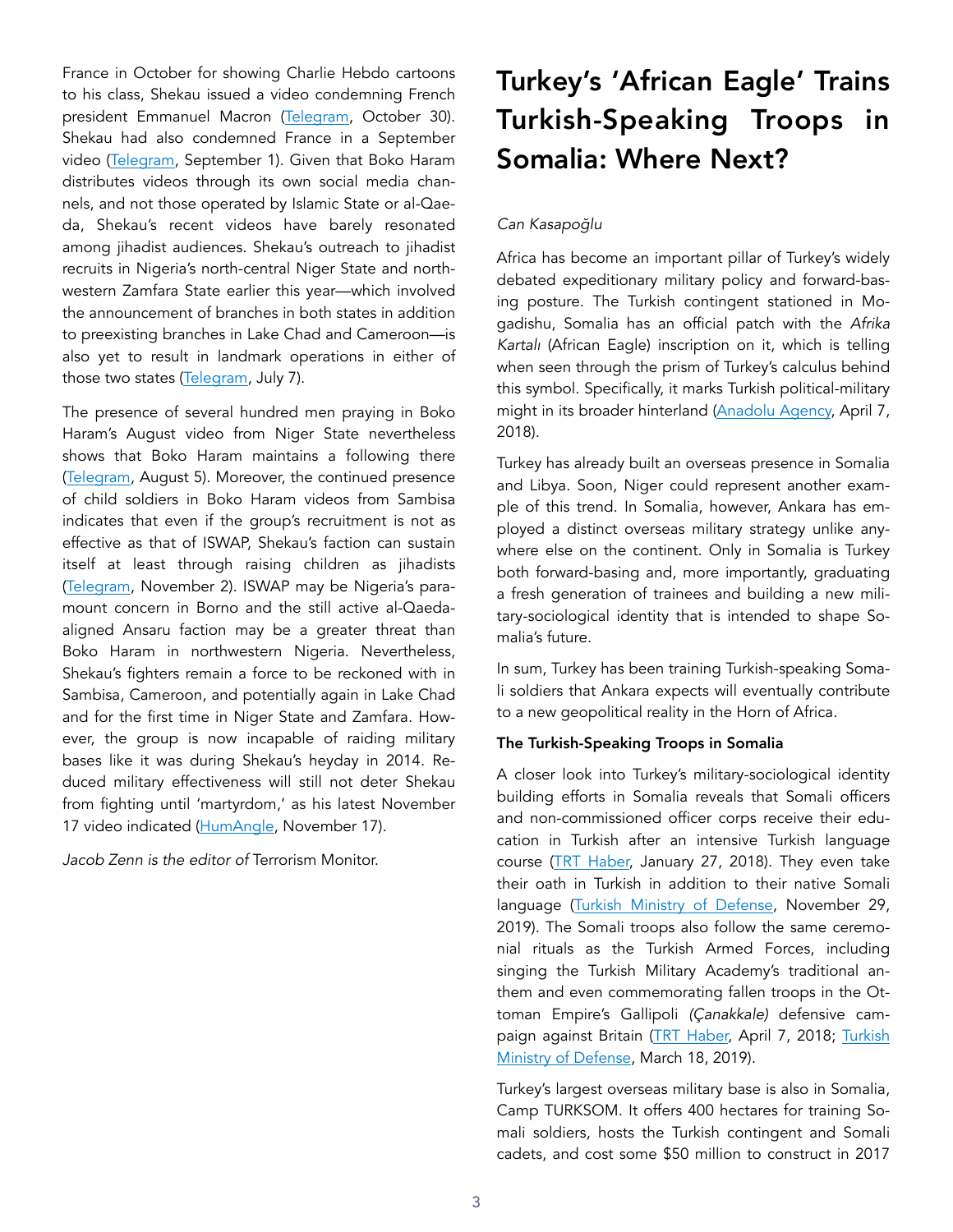France in October for showing Charlie Hebdo cartoons to his class, Shekau issued a video condemning French president Emmanuel Macron (Telegram, October 30). Shekau had also condemned France in a September video (Telegram, September 1). Given that Boko Haram distributes videos through its own social media channels, and not those operated by Islamic State or al-Qaeda, Shekau's recent videos have barely resonated among jihadist audiences. Shekau's outreach to jihadist recruits in Nigeria's north-central Niger State and northwestern Zamfara State earlier this year—which involved the announcement of branches in both states in addition to preexisting branches in Lake Chad and Cameroon—is also yet to result in landmark operations in either of those two states (Telegram, July 7).

The presence of several hundred men praying in Boko Haram's August video from Niger State nevertheless shows that Boko Haram maintains a following there (Telegram, August 5). Moreover, the continued presence of child soldiers in Boko Haram videos from Sambisa indicates that even if the group's recruitment is not as effective as that of ISWAP, Shekau's faction can sustain itself at least through raising children as jihadists (Telegram, November 2). ISWAP may be Nigeria's paramount concern in Borno and the still active al-Qaeda-aligned Ansaru faction may be a greater threat than Boko Haram in northwestern Nigeria. Nevertheless, Shekau's fighters remain a force to be reckoned with in Sambisa, Cameroon, and potentially again in Lake Chad and for the first time in Niger State and Zamfara. However, the group is now incapable of raiding military bases like it was during Shekau's heyday in 2014. Reduced military effectiveness will still not deter Shekau from fighting until 'martyrdom,' as his latest November 17 video indicated (HumAngle, November 17).

*Jacob Zenn is the editor of* Terrorism Monitor.

# Turkey's 'African Eagle' Trains Turkish-Speaking Troops in Somalia: Where Next?

*Can Kasapoğlu*

Africa has become an important pillar of Turkey's widely debated expeditionary military policy and forward-basing posture. The Turkish contingent stationed in Mogadishu, Somalia has an official patch with the *Afrika Kartalı* (African Eagle) inscription on it, which is telling when seen through the prism of Turkey's calculus behind this symbol. Specifically, it marks Turkish political-military might in its broader hinterland (Anadolu Agency, April 7, 2018).

Turkey has already built an overseas presence in Somalia and Libya. Soon, Niger could represent another example of this trend. In Somalia, however, Ankara has employed a distinct overseas military strategy unlike anywhere else on the continent. Only in Somalia is Turkey both forward-basing and, more importantly, graduating a fresh generation of trainees and building a new military-sociological identity that is intended to shape Somalia's future.

In sum, Turkey has been training Turkish-speaking Somali soldiers that Ankara expects will eventually contribute to a new geopolitical reality in the Horn of Africa.

**The Turkish-Speaking Troops in Somalia**

A closer look into Turkey's military-sociological identity building efforts in Somalia reveals that Somali officers and non-commissioned officer corps receive their education in Turkish after an intensive Turkish language course (TRT Haber, January 27, 2018). They even take their oath in Turkish in addition to their native Somali language (Turkish Ministry of Defense, November 29, 2019). The Somali troops also follow the same ceremonial rituals as the Turkish Armed Forces, including singing the Turkish Military Academy's traditional anthem and even commemorating fallen troops in the Ottoman Empire's Gallipoli *(Çanakkale)* defensive campaign against Britain (TRT Haber, April 7, 2018; Turkish Ministry of Defense, March 18, 2019).

Turkey's largest overseas military base is also in Somalia, Camp TURKSOM. It offers 400 hectares for training Somali soldiers, hosts the Turkish contingent and Somali cadets, and cost some $50 million to construct in 2017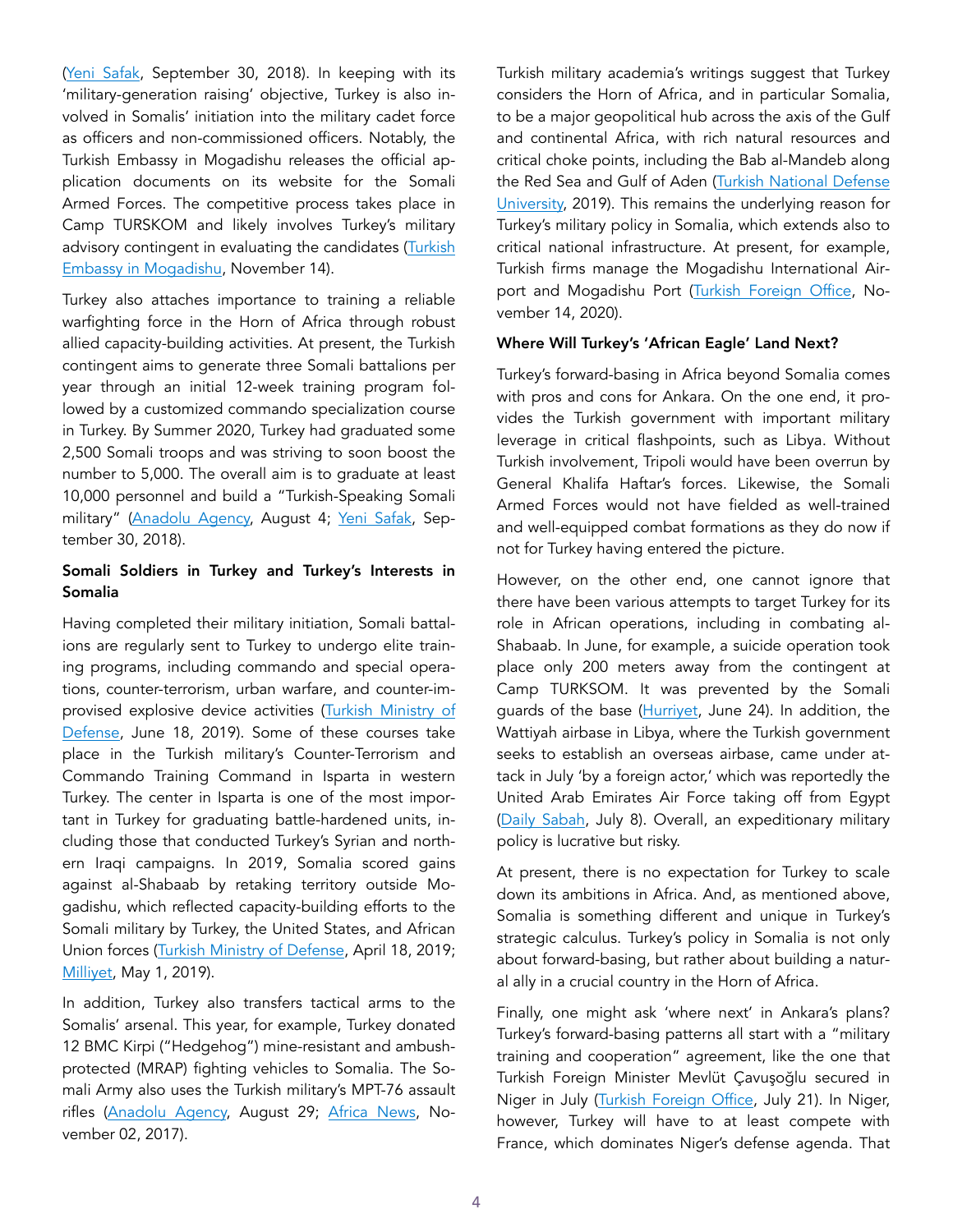(Yeni Safak, September 30, 2018). In keeping with its 'military-generation raising' objective, Turkey is also involved in Somalis' initiation into the military cadet force as officers and non-commissioned officers. Notably, the Turkish Embassy in Mogadishu releases the official application documents on its website for the Somali Armed Forces. The competitive process takes place in Camp TURSKOM and likely involves Turkey's military advisory contingent in evaluating the candidates (Turkish Embassy in Mogadishu, November 14).

Turkey also attaches importance to training a reliable warfighting force in the Horn of Africa through robust allied capacity-building activities. At present, the Turkish contingent aims to generate three Somali battalions per year through an initial 12-week training program followed by a customized commando specialization course in Turkey. By Summer 2020, Turkey had graduated some 2,500 Somali troops and was striving to soon boost the number to 5,000. The overall aim is to graduate at least 10,000 personnel and build a "Turkish-Speaking Somali military" (Anadolu Agency, August 4; Yeni Safak, September 30, 2018).

**Somali Soldiers in Turkey and Turkey's Interests in Somalia**

Having completed their military initiation, Somali battalions are regularly sent to Turkey to undergo elite training programs, including commando and special operations, counter-terrorism, urban warfare, and counter-improvised explosive device activities (Turkish Ministry of Defense, June 18, 2019). Some of these courses take place in the Turkish military's Counter-Terrorism and Commando Training Command in Isparta in western Turkey. The center in Isparta is one of the most important in Turkey for graduating battle-hardened units, including those that conducted Turkey's Syrian and northern Iraqi campaigns. In 2019, Somalia scored gains against al-Shabaab by retaking territory outside Mogadishu, which reflected capacity-building efforts to the Somali military by Turkey, the United States, and African Union forces (Turkish Ministry of Defense, April 18, 2019; Milliyet, May 1, 2019).

In addition, Turkey also transfers tactical arms to the Somalis' arsenal. This year, for example, Turkey donated 12 BMC Kirpi ("Hedgehog") mine-resistant and ambush-protected (MRAP) fighting vehicles to Somalia. The Somali Army also uses the Turkish military's MPT-76 assault rifles (Anadolu Agency, August 29; Africa News, November 02, 2017).

Turkish military academia's writings suggest that Turkey considers the Horn of Africa, and in particular Somalia, to be a major geopolitical hub across the axis of the Gulf and continental Africa, with rich natural resources and critical choke points, including the Bab al-Mandeb along the Red Sea and Gulf of Aden (Turkish National Defense University, 2019). This remains the underlying reason for Turkey's military policy in Somalia, which extends also to critical national infrastructure. At present, for example, Turkish firms manage the Mogadishu International Airport and Mogadishu Port (Turkish Foreign Office, November 14, 2020).

**Where Will Turkey's 'African Eagle' Land Next?**

Turkey's forward-basing in Africa beyond Somalia comes with pros and cons for Ankara. On the one end, it provides the Turkish government with important military leverage in critical flashpoints, such as Libya. Without Turkish involvement, Tripoli would have been overrun by General Khalifa Haftar's forces. Likewise, the Somali Armed Forces would not have fielded as well-trained and well-equipped combat formations as they do now if not for Turkey having entered the picture.

However, on the other end, one cannot ignore that there have been various attempts to target Turkey for its role in African operations, including in combating al-Shabaab. In June, for example, a suicide operation took place only 200 meters away from the contingent at Camp TURKSOM. It was prevented by the Somali guards of the base (Hurriyet, June 24). In addition, the Wattiyah airbase in Libya, where the Turkish government seeks to establish an overseas airbase, came under attack in July 'by a foreign actor,' which was reportedly the United Arab Emirates Air Force taking off from Egypt (Daily Sabah, July 8). Overall, an expeditionary military policy is lucrative but risky.

At present, there is no expectation for Turkey to scale down its ambitions in Africa. And, as mentioned above, Somalia is something different and unique in Turkey's strategic calculus. Turkey's policy in Somalia is not only about forward-basing, but rather about building a natural ally in a crucial country in the Horn of Africa.

Finally, one might ask 'where next' in Ankara's plans? Turkey's forward-basing patterns all start with a "military training and cooperation" agreement, like the one that Turkish Foreign Minister Mevlüt Çavuşoğlu secured in Niger in July (Turkish Foreign Office, July 21). In Niger, however, Turkey will have to at least compete with France, which dominates Niger's defense agenda. That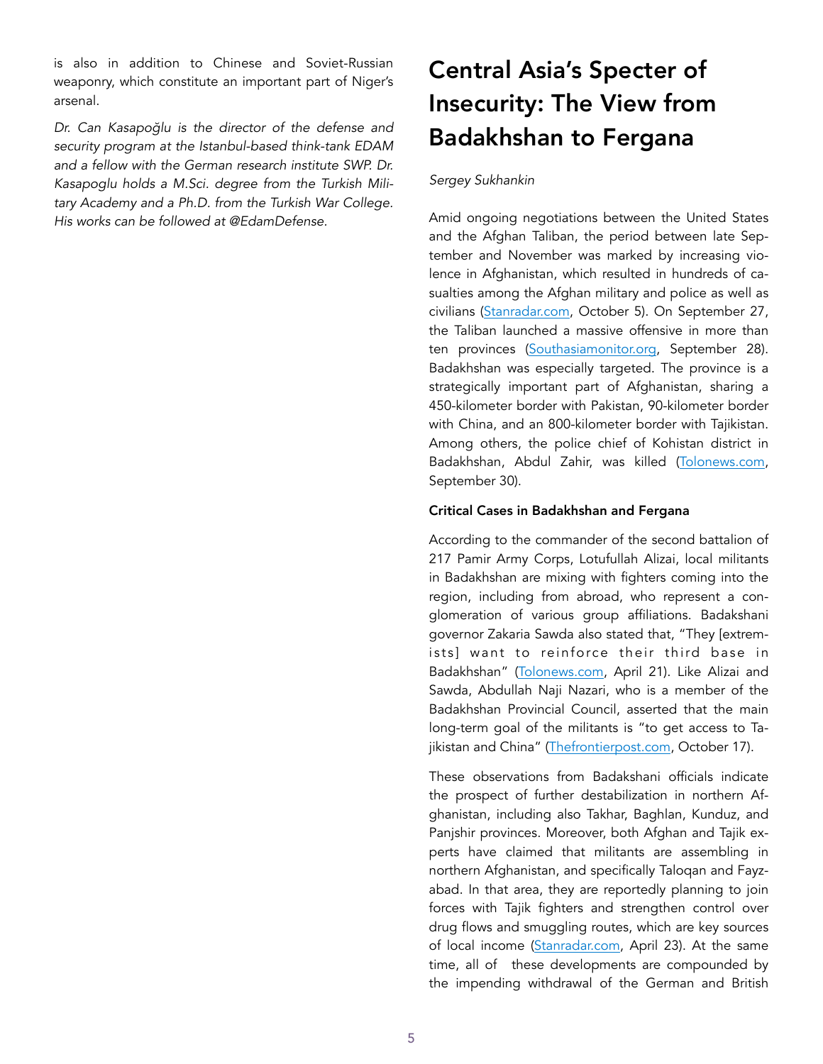is also in addition to Chinese and Soviet-Russian weaponry, which constitute an important part of Niger's arsenal.

*Dr. Can Kasapoğlu is the director of the defense and security program at the Istanbul-based think-tank EDAM and a fellow with the German research institute SWP. Dr. Kasapoglu holds a M.Sci. degree from the Turkish Military Academy and a Ph.D. from the Turkish War College. His works can be followed at @EdamDefense.*

# Central Asia's Specter of Insecurity: The View from Badakhshan to Fergana

*Sergey Sukhankin*

Amid ongoing negotiations between the United States and the Afghan Taliban, the period between late September and November was marked by increasing violence in Afghanistan, which resulted in hundreds of casualties among the Afghan military and police as well as civilians (Stanradar.com, October 5). On September 27, the Taliban launched a massive offensive in more than ten provinces (Southasiamonitor.org, September 28). Badakhshan was especially targeted. The province is a strategically important part of Afghanistan, sharing a 450-kilometer border with Pakistan, 90-kilometer border with China, and an 800-kilometer border with Tajikistan. Among others, the police chief of Kohistan district in Badakhshan, Abdul Zahir, was killed (Tolonews.com, September 30).

**Critical Cases in Badakhshan and Fergana**

According to the commander of the second battalion of 217 Pamir Army Corps, Lotufullah Alizai, local militants in Badakhshan are mixing with fighters coming into the region, including from abroad, who represent a conglomeration of various group affiliations. Badakshani governor Zakaria Sawda also stated that, "They [extremists] want to reinforce their third base in Badakhshan" (Tolonews.com, April 21). Like Alizai and Sawda, Abdullah Naji Nazari, who is a member of the Badakhshan Provincial Council, asserted that the main long-term goal of the militants is "to get access to Tajikistan and China" (Thefrontierpost.com, October 17).

These observations from Badakshani officials indicate the prospect of further destabilization in northern Afghanistan, including also Takhar, Baghlan, Kunduz, and Panjshir provinces. Moreover, both Afghan and Tajik experts have claimed that militants are assembling in northern Afghanistan, and specifically Taloqan and Fayzabad. In that area, they are reportedly planning to join forces with Tajik fighters and strengthen control over drug flows and smuggling routes, which are key sources of local income (Stanradar.com, April 23). At the same time, all of these developments are compounded by the impending withdrawal of the German and British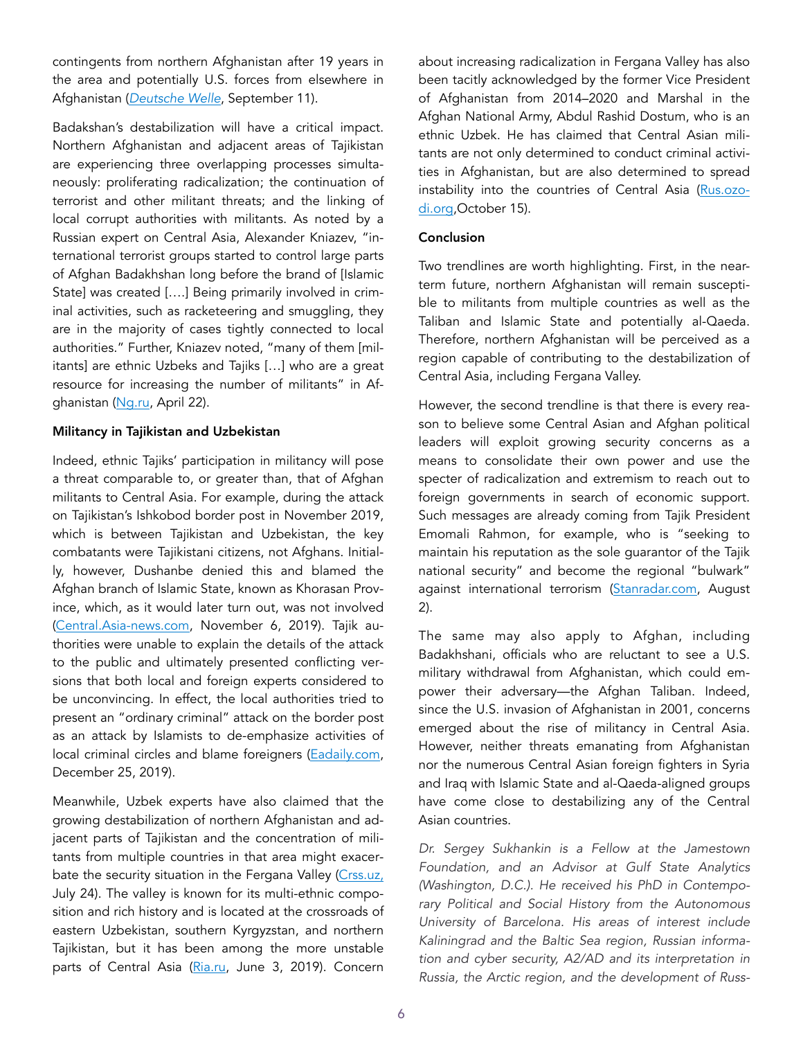contingents from northern Afghanistan after 19 years in the area and potentially U.S. forces from elsewhere in Afghanistan (*Deutsche Welle*, September 11).

Badakshan's destabilization will have a critical impact. Northern Afghanistan and adjacent areas of Tajikistan are experiencing three overlapping processes simultaneously: proliferating radicalization; the continuation of terrorist and other militant threats; and the linking of local corrupt authorities with militants. As noted by a Russian expert on Central Asia, Alexander Kniazev, "international terrorist groups started to control large parts of Afghan Badakhshan long before the brand of [Islamic State] was created [….] Being primarily involved in criminal activities, such as racketeering and smuggling, they are in the majority of cases tightly connected to local authorities." Further, Kniazev noted, "many of them [militants] are ethnic Uzbeks and Tajiks […] who are a great resource for increasing the number of militants" in Afghanistan (Ng.ru, April 22).

**Militancy in Tajikistan and Uzbekistan**

Indeed, ethnic Tajiks' participation in militancy will pose a threat comparable to, or greater than, that of Afghan militants to Central Asia. For example, during the attack on Tajikistan's Ishkobod border post in November 2019, which is between Tajikistan and Uzbekistan, the key combatants were Tajikistani citizens, not Afghans. Initially, however, Dushanbe denied this and blamed the Afghan branch of Islamic State, known as Khorasan Province, which, as it would later turn out, was not involved (Central.Asia-news.com, November 6, 2019). Tajik authorities were unable to explain the details of the attack to the public and ultimately presented conflicting versions that both local and foreign experts considered to be unconvincing. In effect, the local authorities tried to present an "ordinary criminal" attack on the border post as an attack by Islamists to de-emphasize activities of local criminal circles and blame foreigners (Eadaily.com, December 25, 2019).

Meanwhile, Uzbek experts have also claimed that the growing destabilization of northern Afghanistan and adjacent parts of Tajikistan and the concentration of militants from multiple countries in that area might exacerbate the security situation in the Fergana Valley (Crss.uz, July 24). The valley is known for its multi-ethnic composition and rich history and is located at the crossroads of eastern Uzbekistan, southern Kyrgyzstan, and northern Tajikistan, but it has been among the more unstable parts of Central Asia (Ria.ru, June 3, 2019). Concern about increasing radicalization in Fergana Valley has also been tacitly acknowledged by the former Vice President of Afghanistan from 2014–2020 and Marshal in the Afghan National Army, Abdul Rashid Dostum, who is an ethnic Uzbek. He has claimed that Central Asian militants are not only determined to conduct criminal activities in Afghanistan, but are also determined to spread instability into the countries of Central Asia (Rus.ozodi.org,October 15).

**Conclusion**

Two trendlines are worth highlighting. First, in the near-term future, northern Afghanistan will remain susceptible to militants from multiple countries as well as the Taliban and Islamic State and potentially al-Qaeda. Therefore, northern Afghanistan will be perceived as a region capable of contributing to the destabilization of Central Asia, including Fergana Valley.

However, the second trendline is that there is every reason to believe some Central Asian and Afghan political leaders will exploit growing security concerns as a means to consolidate their own power and use the specter of radicalization and extremism to reach out to foreign governments in search of economic support. Such messages are already coming from Tajik President Emomali Rahmon, for example, who is "seeking to maintain his reputation as the sole guarantor of the Tajik national security" and become the regional "bulwark" against international terrorism (Stanradar.com, August 2).

The same may also apply to Afghan, including Badakhshani, officials who are reluctant to see a U.S. military withdrawal from Afghanistan, which could empower their adversary—the Afghan Taliban. Indeed, since the U.S. invasion of Afghanistan in 2001, concerns emerged about the rise of militancy in Central Asia. However, neither threats emanating from Afghanistan nor the numerous Central Asian foreign fighters in Syria and Iraq with Islamic State and al-Qaeda-aligned groups have come close to destabilizing any of the Central Asian countries.

*Dr. Sergey Sukhankin is a Fellow at the Jamestown Foundation, and an Advisor at Gulf State Analytics (Washington, D.C.). He received his PhD in Contemporary Political and Social History from the Autonomous University of Barcelona. His areas of interest include Kaliningrad and the Baltic Sea region, Russian information and cyber security, A2/AD and its interpretation in Russia, the Arctic region, and the development of Russ-*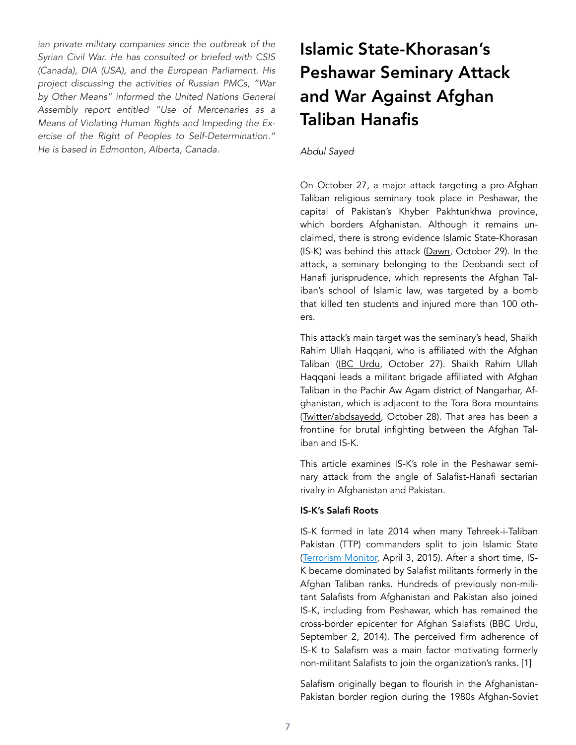*ian private military companies since the outbreak of the Syrian Civil War. He has consulted or briefed with CSIS (Canada), DIA (USA), and the European Parliament. His project discussing the activities of Russian PMCs, "War by Other Means" informed the United Nations General Assembly report entitled "Use of Mercenaries as a Means of Violating Human Rights and Impeding the Exercise of the Right of Peoples to Self-Determination." He is based in Edmonton, Alberta, Canada.*

# Islamic State-Khorasan's Peshawar Seminary Attack and War Against Afghan Taliban Hanafis

*Abdul Sayed*

On October 27, a major attack targeting a pro-Afghan Taliban religious seminary took place in Peshawar, the capital of Pakistan's Khyber Pakhtunkhwa province, which borders Afghanistan. Although it remains unclaimed, there is strong evidence Islamic State-Khorasan (IS-K) was behind this attack (Dawn, October 29). In the attack, a seminary belonging to the Deobandi sect of Hanafi jurisprudence, which represents the Afghan Taliban's school of Islamic law, was targeted by a bomb that killed ten students and injured more than 100 others.

This attack's main target was the seminary's head, Shaikh Rahim Ullah Haqqani, who is affiliated with the Afghan Taliban (IBC Urdu, October 27). Shaikh Rahim Ullah Haqqani leads a militant brigade affiliated with Afghan Taliban in the Pachir Aw Agam district of Nangarhar, Afghanistan, which is adjacent to the Tora Bora mountains (Twitter/abdsayedd, October 28). That area has been a frontline for brutal infighting between the Afghan Taliban and IS-K.

This article examines IS-K's role in the Peshawar seminary attack from the angle of Salafist-Hanafi sectarian rivalry in Afghanistan and Pakistan.

### IS-K's Salafi Roots

IS-K formed in late 2014 when many Tehreek-i-Taliban Pakistan (TTP) commanders split to join Islamic State (Terrorism Monitor, April 3, 2015). After a short time, IS-K became dominated by Salafist militants formerly in the Afghan Taliban ranks. Hundreds of previously non-militant Salafists from Afghanistan and Pakistan also joined IS-K, including from Peshawar, which has remained the cross-border epicenter for Afghan Salafists (BBC Urdu, September 2, 2014). The perceived firm adherence of IS-K to Salafism was a main factor motivating formerly non-militant Salafists to join the organization's ranks. [1]

Salafism originally began to flourish in the Afghanistan-Pakistan border region during the 1980s Afghan-Soviet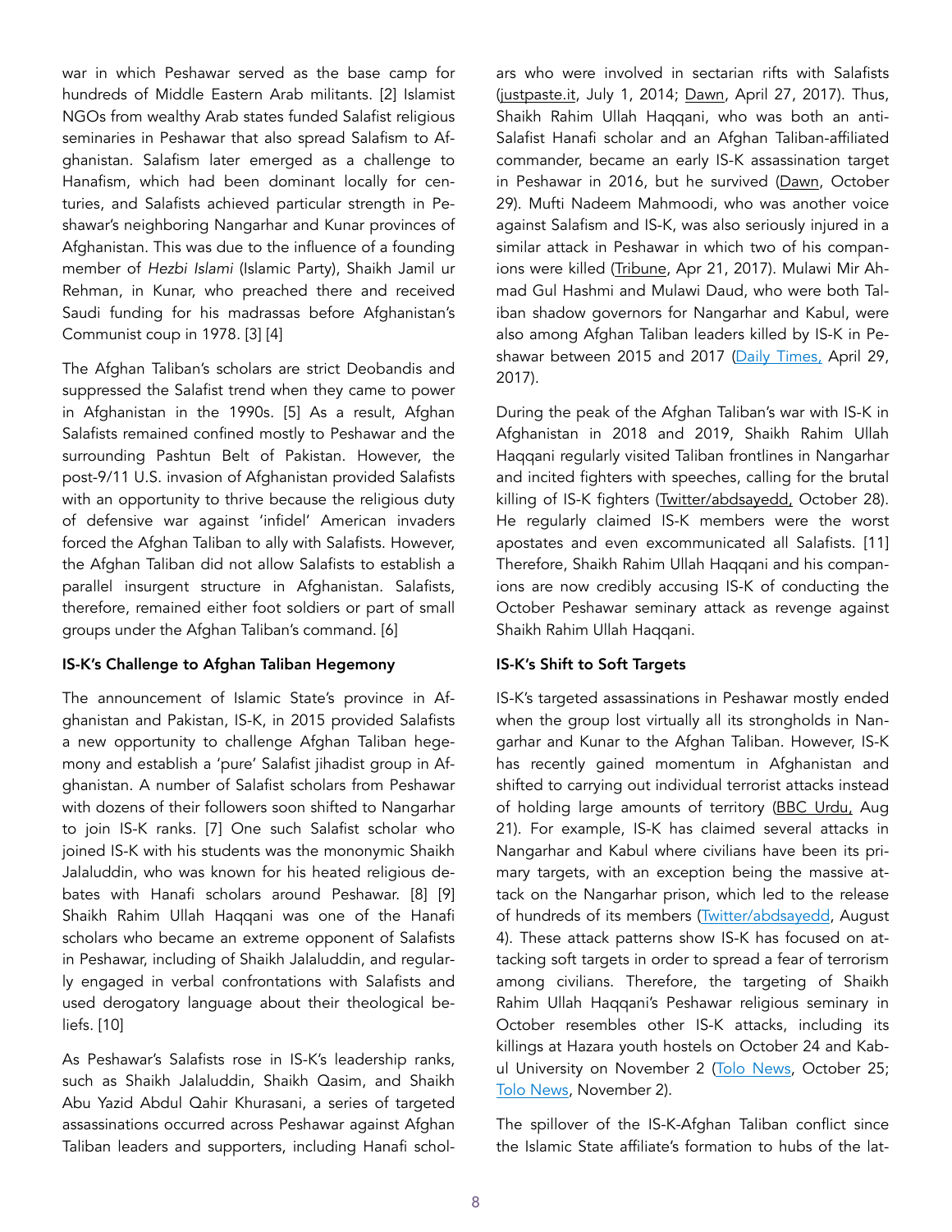war in which Peshawar served as the base camp for hundreds of Middle Eastern Arab militants. [2] Islamist NGOs from wealthy Arab states funded Salafist religious seminaries in Peshawar that also spread Salafism to Afghanistan. Salafism later emerged as a challenge to Hanafism, which had been dominant locally for centuries, and Salafists achieved particular strength in Peshawar's neighboring Nangarhar and Kunar provinces of Afghanistan. This was due to the influence of a founding member of *Hezbi Islami* (Islamic Party), Shaikh Jamil ur Rehman, in Kunar, who preached there and received Saudi funding for his madrassas before Afghanistan's Communist coup in 1978. [3] [4]

The Afghan Taliban's scholars are strict Deobandis and suppressed the Salafist trend when they came to power in Afghanistan in the 1990s. [5] As a result, Afghan Salafists remained confined mostly to Peshawar and the surrounding Pashtun Belt of Pakistan. However, the post-9/11 U.S. invasion of Afghanistan provided Salafists with an opportunity to thrive because the religious duty of defensive war against 'infidel' American invaders forced the Afghan Taliban to ally with Salafists. However, the Afghan Taliban did not allow Salafists to establish a parallel insurgent structure in Afghanistan. Salafists, therefore, remained either foot soldiers or part of small groups under the Afghan Taliban's command. [6]

**IS-K's Challenge to Afghan Taliban Hegemony**

The announcement of Islamic State's province in Afghanistan and Pakistan, IS-K, in 2015 provided Salafists a new opportunity to challenge Afghan Taliban hegemony and establish a 'pure' Salafist jihadist group in Afghanistan. A number of Salafist scholars from Peshawar with dozens of their followers soon shifted to Nangarhar to join IS-K ranks. [7] One such Salafist scholar who joined IS-K with his students was the mononymic Shaikh Jalaluddin, who was known for his heated religious debates with Hanafi scholars around Peshawar. [8] [9] Shaikh Rahim Ullah Haqqani was one of the Hanafi scholars who became an extreme opponent of Salafists in Peshawar, including of Shaikh Jalaluddin, and regularly engaged in verbal confrontations with Salafists and used derogatory language about their theological beliefs. [10]

As Peshawar's Salafists rose in IS-K's leadership ranks, such as Shaikh Jalaluddin, Shaikh Qasim, and Shaikh Abu Yazid Abdul Qahir Khurasani, a series of targeted assassinations occurred across Peshawar against Afghan Taliban leaders and supporters, including Hanafi scholars who were involved in sectarian rifts with Salafists (justpaste.it, July 1, 2014; Dawn, April 27, 2017). Thus, Shaikh Rahim Ullah Haqqani, who was both an anti-Salafist Hanafi scholar and an Afghan Taliban-affiliated commander, became an early IS-K assassination target in Peshawar in 2016, but he survived (Dawn, October 29). Mufti Nadeem Mahmoodi, who was another voice against Salafism and IS-K, was also seriously injured in a similar attack in Peshawar in which two of his companions were killed (Tribune, Apr 21, 2017). Mulawi Mir Ahmad Gul Hashmi and Mulawi Daud, who were both Taliban shadow governors for Nangarhar and Kabul, were also among Afghan Taliban leaders killed by IS-K in Peshawar between 2015 and 2017 (Daily Times, April 29, 2017).

During the peak of the Afghan Taliban's war with IS-K in Afghanistan in 2018 and 2019, Shaikh Rahim Ullah Haqqani regularly visited Taliban frontlines in Nangarhar and incited fighters with speeches, calling for the brutal killing of IS-K fighters (Twitter/abdsayedd, October 28). He regularly claimed IS-K members were the worst apostates and even excommunicated all Salafists. [11] Therefore, Shaikh Rahim Ullah Haqqani and his companions are now credibly accusing IS-K of conducting the October Peshawar seminary attack as revenge against Shaikh Rahim Ullah Haqqani.

**IS-K's Shift to Soft Targets**

IS-K's targeted assassinations in Peshawar mostly ended when the group lost virtually all its strongholds in Nangarhar and Kunar to the Afghan Taliban. However, IS-K has recently gained momentum in Afghanistan and shifted to carrying out individual terrorist attacks instead of holding large amounts of territory (BBC Urdu, Aug 21). For example, IS-K has claimed several attacks in Nangarhar and Kabul where civilians have been its primary targets, with an exception being the massive attack on the Nangarhar prison, which led to the release of hundreds of its members (Twitter/abdsayedd, August 4). These attack patterns show IS-K has focused on attacking soft targets in order to spread a fear of terrorism among civilians. Therefore, the targeting of Shaikh Rahim Ullah Haqqani's Peshawar religious seminary in October resembles other IS-K attacks, including its killings at Hazara youth hostels on October 24 and Kabul University on November 2 (Tolo News, October 25; Tolo News, November 2).

The spillover of the IS-K-Afghan Taliban conflict since the Islamic State affiliate's formation to hubs of the lat-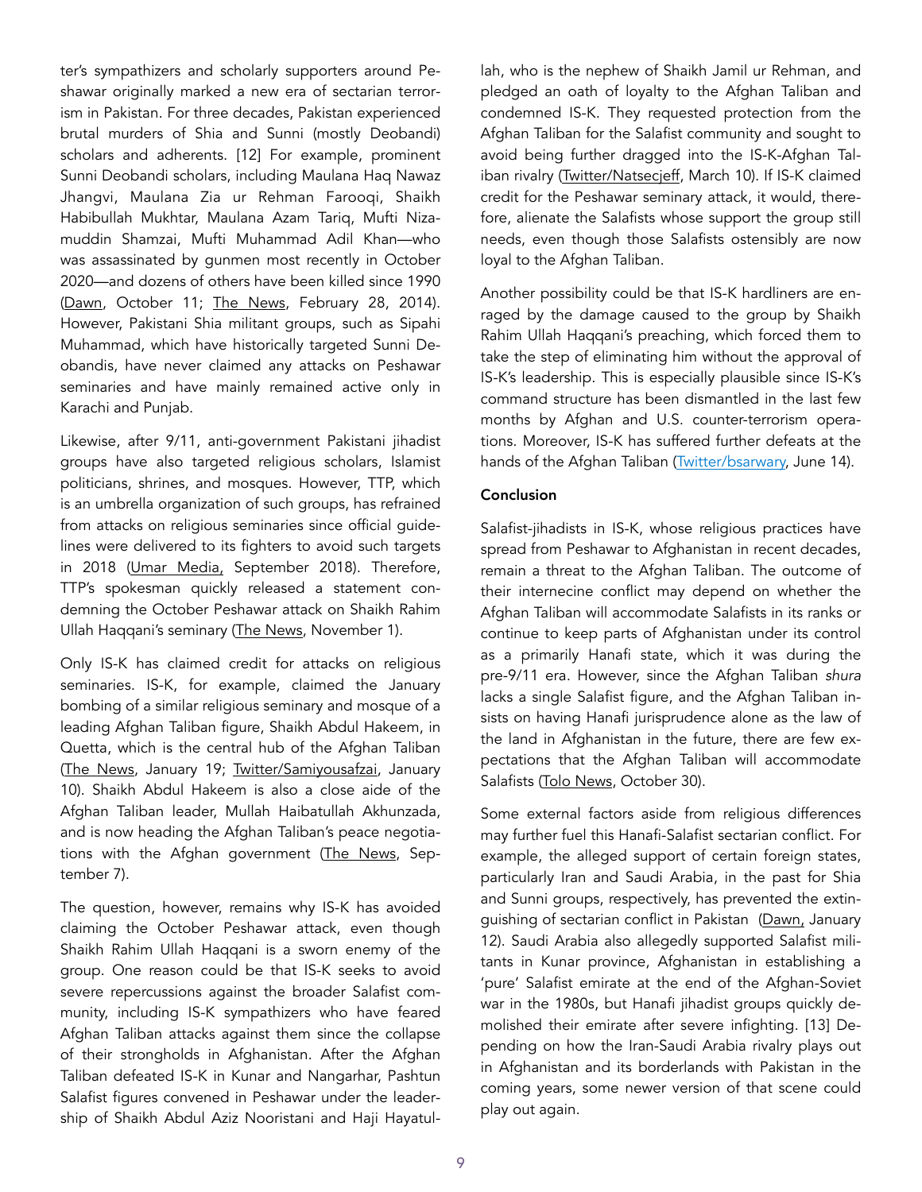ter's sympathizers and scholarly supporters around Peshawar originally marked a new era of sectarian terrorism in Pakistan. For three decades, Pakistan experienced brutal murders of Shia and Sunni (mostly Deobandi) scholars and adherents. [12] For example, prominent Sunni Deobandi scholars, including Maulana Haq Nawaz Jhangvi, Maulana Zia ur Rehman Farooqi, Shaikh Habibullah Mukhtar, Maulana Azam Tariq, Mufti Nizamuddin Shamzai, Mufti Muhammad Adil Khan—who was assassinated by gunmen most recently in October 2020—and dozens of others have been killed since 1990 (Dawn, October 11; The News, February 28, 2014). However, Pakistani Shia militant groups, such as Sipahi Muhammad, which have historically targeted Sunni Deobandis, have never claimed any attacks on Peshawar seminaries and have mainly remained active only in Karachi and Punjab.

Likewise, after 9/11, anti-government Pakistani jihadist groups have also targeted religious scholars, Islamist politicians, shrines, and mosques. However, TTP, which is an umbrella organization of such groups, has refrained from attacks on religious seminaries since official guidelines were delivered to its fighters to avoid such targets in 2018 (Umar Media, September 2018). Therefore, TTP's spokesman quickly released a statement condemning the October Peshawar attack on Shaikh Rahim Ullah Haqqani's seminary (The News, November 1).

Only IS-K has claimed credit for attacks on religious seminaries. IS-K, for example, claimed the January bombing of a similar religious seminary and mosque of a leading Afghan Taliban figure, Shaikh Abdul Hakeem, in Quetta, which is the central hub of the Afghan Taliban (The News, January 19; Twitter/Samiyousafzai, January 10). Shaikh Abdul Hakeem is also a close aide of the Afghan Taliban leader, Mullah Haibatullah Akhunzada, and is now heading the Afghan Taliban's peace negotiations with the Afghan government (The News, September 7).

The question, however, remains why IS-K has avoided claiming the October Peshawar attack, even though Shaikh Rahim Ullah Haqqani is a sworn enemy of the group. One reason could be that IS-K seeks to avoid severe repercussions against the broader Salafist community, including IS-K sympathizers who have feared Afghan Taliban attacks against them since the collapse of their strongholds in Afghanistan. After the Afghan Taliban defeated IS-K in Kunar and Nangarhar, Pashtun Salafist figures convened in Peshawar under the leadership of Shaikh Abdul Aziz Nooristani and Haji Hayatullah, who is the nephew of Shaikh Jamil ur Rehman, and pledged an oath of loyalty to the Afghan Taliban and condemned IS-K. They requested protection from the Afghan Taliban for the Salafist community and sought to avoid being further dragged into the IS-K-Afghan Taliban rivalry (Twitter/Natsecjeff, March 10). If IS-K claimed credit for the Peshawar seminary attack, it would, therefore, alienate the Salafists whose support the group still needs, even though those Salafists ostensibly are now loyal to the Afghan Taliban.

Another possibility could be that IS-K hardliners are enraged by the damage caused to the group by Shaikh Rahim Ullah Haqqani's preaching, which forced them to take the step of eliminating him without the approval of IS-K's leadership. This is especially plausible since IS-K's command structure has been dismantled in the last few months by Afghan and U.S. counter-terrorism operations. Moreover, IS-K has suffered further defeats at the hands of the Afghan Taliban (Twitter/bsarwary, June 14).

**Conclusion**

Salafist-jihadists in IS-K, whose religious practices have spread from Peshawar to Afghanistan in recent decades, remain a threat to the Afghan Taliban. The outcome of their internecine conflict may depend on whether the Afghan Taliban will accommodate Salafists in its ranks or continue to keep parts of Afghanistan under its control as a primarily Hanafi state, which it was during the pre-9/11 era. However, since the Afghan Taliban *shura* lacks a single Salafist figure, and the Afghan Taliban insists on having Hanafi jurisprudence alone as the law of the land in Afghanistan in the future, there are few expectations that the Afghan Taliban will accommodate Salafists (Tolo News, October 30).

Some external factors aside from religious differences may further fuel this Hanafi-Salafist sectarian conflict. For example, the alleged support of certain foreign states, particularly Iran and Saudi Arabia, in the past for Shia and Sunni groups, respectively, has prevented the extinguishing of sectarian conflict in Pakistan (Dawn, January 12). Saudi Arabia also allegedly supported Salafist militants in Kunar province, Afghanistan in establishing a 'pure' Salafist emirate at the end of the Afghan-Soviet war in the 1980s, but Hanafi jihadist groups quickly demolished their emirate after severe infighting. [13] Depending on how the Iran-Saudi Arabia rivalry plays out in Afghanistan and its borderlands with Pakistan in the coming years, some newer version of that scene could play out again.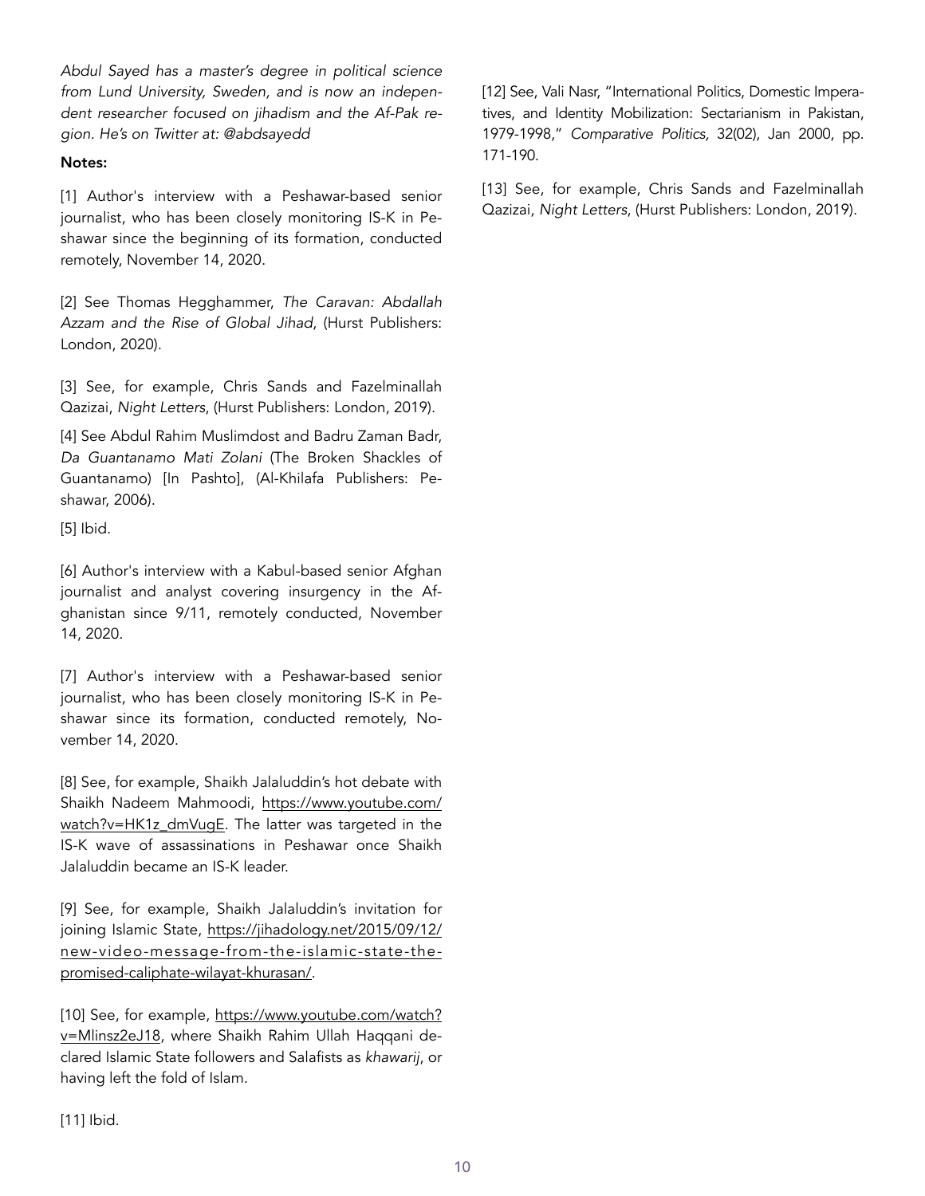*Abdul Sayed has a master's degree in political science from Lund University, Sweden, and is now an independent researcher focused on jihadism and the Af-Pak region. He's on Twitter at: @abdsayedd*

**Notes:**

[1] Author's interview with a Peshawar-based senior journalist, who has been closely monitoring IS-K in Peshawar since the beginning of its formation, conducted remotely, November 14, 2020.

[2] See Thomas Hegghammer, *The Caravan: Abdallah Azzam and the Rise of Global Jihad*, (Hurst Publishers: London, 2020).

[3] See, for example, Chris Sands and Fazelminallah Qazizai, *Night Letters*, (Hurst Publishers: London, 2019).

[4] See Abdul Rahim Muslimdost and Badru Zaman Badr, *Da Guantanamo Mati Zolani* (The Broken Shackles of Guantanamo) [In Pashto], (Al-Khilafa Publishers: Peshawar, 2006).

[5] Ibid.

[6] Author's interview with a Kabul-based senior Afghan journalist and analyst covering insurgency in the Afghanistan since 9/11, remotely conducted, November 14, 2020.

[7] Author's interview with a Peshawar-based senior journalist, who has been closely monitoring IS-K in Peshawar since its formation, conducted remotely, November 14, 2020.

[8] See, for example, Shaikh Jalaluddin's hot debate with Shaikh Nadeem Mahmoodi, https://www.youtube.com/watch?v=HK1z_dmVugE. The latter was targeted in the IS-K wave of assassinations in Peshawar once Shaikh Jalaluddin became an IS-K leader.

[9] See, for example, Shaikh Jalaluddin's invitation for joining Islamic State, https://jihadology.net/2015/09/12/new-video-message-from-the-islamic-state-the-promised-caliphate-wilayat-khurasan/.

[10] See, for example, https://www.youtube.com/watch?v=Mlinsz2eJ18, where Shaikh Rahim Ullah Haqqani declared Islamic State followers and Salafists as *khawarij*, or having left the fold of Islam.

[11] Ibid.

[12] See, Vali Nasr, "International Politics, Domestic Imperatives, and Identity Mobilization: Sectarianism in Pakistan, 1979-1998," *Comparative Politics,* 32(02), Jan 2000, pp. 171-190.

[13] See, for example, Chris Sands and Fazelminallah Qazizai, *Night Letters*, (Hurst Publishers: London, 2019).